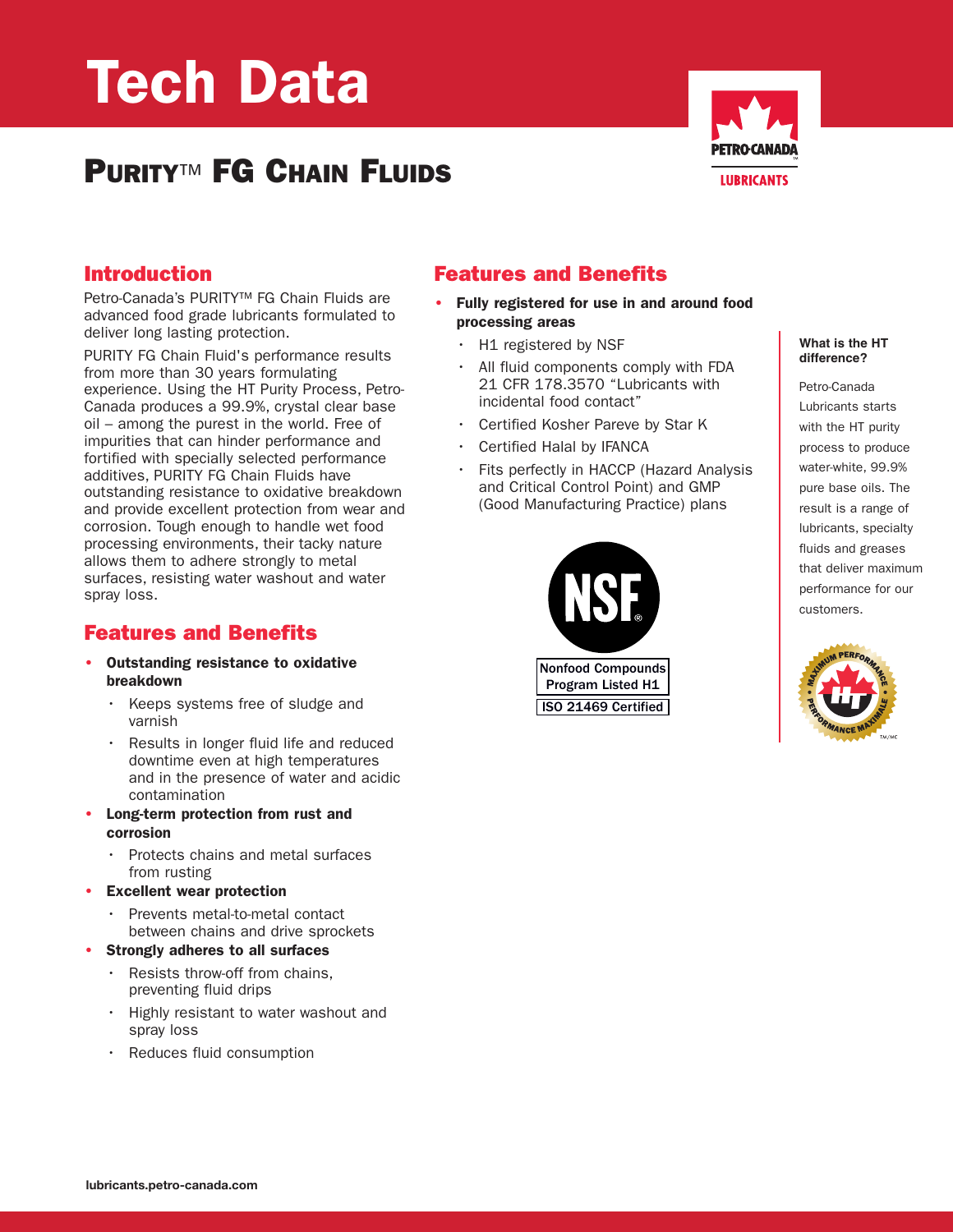# Tech Data

## PURITY™ FG CHAIN FLUIDS

### Introduction

Petro-Canada's PURITY™ FG Chain Fluids are advanced food grade lubricants formulated to deliver long lasting protection.

PURITY FG Chain Fluid's performance results from more than 30 years formulating experience. Using the HT Purity Process, Petro-Canada produces a 99.9%, crystal clear base oil – among the purest in the world. Free of impurities that can hinder performance and fortified with specially selected performance additives, PURITY FG Chain Fluids have outstanding resistance to oxidative breakdown and provide excellent protection from wear and corrosion. Tough enough to handle wet food processing environments, their tacky nature allows them to adhere strongly to metal surfaces, resisting water washout and water spray loss.

### Features and Benefits

- **Outstanding resistance to oxidative breakdown**
  - Keeps systems free of sludge and varnish
  - Results in longer fluid life and reduced downtime even at high temperatures and in the presence of water and acidic contamination
- **Long-term protection from rust and corrosion**
  - Protects chains and metal surfaces from rusting
- **Excellent wear protection**
  - Prevents metal-to-metal contact between chains and drive sprockets
- **Strongly adheres to all surfaces**
  - Resists throw-off from chains, preventing fluid drips
  - Highly resistant to water washout and spray loss
  - Reduces fluid consumption

### Features and Benefits

- **Fully registered for use in and around food processing areas**
  - H1 registered by NSF
  - All fluid components comply with FDA 21 CFR 178.3570 "Lubricants with incidental food contact"
  - Certified Kosher Pareve by Star K
  - Certified Halal by IFANCA
  - Fits perfectly in HACCP (Hazard Analysis and Critical Control Point) and GMP (Good Manufacturing Practice) plans

NSF

Nonfood Compounds Program Listed H1

ISO 21469 Certified

**What is the HT difference?**

Petro-Canada Lubricants starts with the HT purity process to produce water-white, 99.9% pure base oils. The result is a range of lubricants, specialty fluids and greases that deliver maximum performance for our customers.

lubricants.petro-canada.com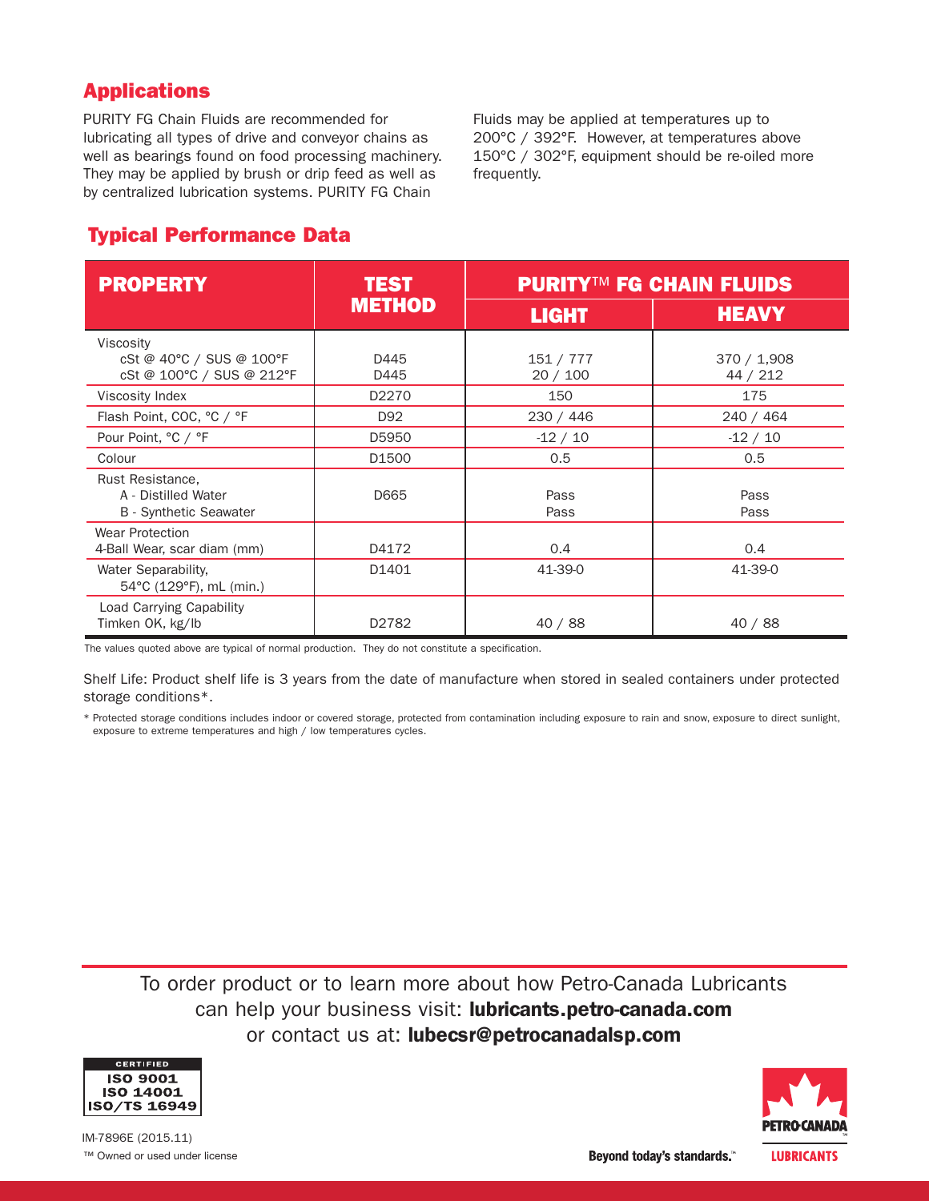## Applications

PURITY FG Chain Fluids are recommended for lubricating all types of drive and conveyor chains as well as bearings found on food processing machinery. They may be applied by brush or drip feed as well as by centralized lubrication systems. PURITY FG Chain Fluids may be applied at temperatures up to 200°C / 392°F. However, at temperatures above 150°C / 302°F, equipment should be re-oiled more frequently.

## Typical Performance Data

| PROPERTY | TEST METHOD | PURITY™ FG CHAIN FLUIDS | |
|---|---|---|---|
| | | LIGHT | HEAVY |
| Viscosity<br>cSt @ 40°C / SUS @ 100°F<br>cSt @ 100°C / SUS @ 212°F | <br>D445<br>D445 | <br>151 / 777<br>20 / 100 | <br>370 / 1,908<br>44 / 212 |
| Viscosity Index | D2270 | 150 | 175 |
| Flash Point, COC, °C / °F | D92 | 230 / 446 | 240 / 464 |
| Pour Point, °C / °F | D5950 | -12 / 10 | -12 / 10 |
| Colour | D1500 | 0.5 | 0.5 |
| Rust Resistance,<br>A - Distilled Water<br>B - Synthetic Seawater | D665 | <br>Pass<br>Pass | <br>Pass<br>Pass |
| Wear Protection<br>4-Ball Wear, scar diam (mm) | D4172 | 0.4 | 0.4 |
| Water Separability,<br>54°C (129°F), mL (min.) | D1401 | 41-39-0 | 41-39-0 |
| Load Carrying Capability<br>Timken OK, kg/lb | D2782 | 40 / 88 | 40 / 88 |

The values quoted above are typical of normal production. They do not constitute a specification.

Shelf Life: Product shelf life is 3 years from the date of manufacture when stored in sealed containers under protected storage conditions*.

\* Protected storage conditions includes indoor or covered storage, protected from contamination including exposure to rain and snow, exposure to direct sunlight, exposure to extreme temperatures and high / low temperatures cycles.

To order product or to learn more about how Petro-Canada Lubricants can help your business visit: **lubricants.petro-canada.com** or contact us at: **lubecsr@petrocanadalsp.com**

CERTIFIED
ISO 9001
ISO 14001
ISO/TS 16949

IM-7896E (2015.11)

™ Owned or used under license

Beyond today's standards.™

PETRO-CANADA LUBRICANTS